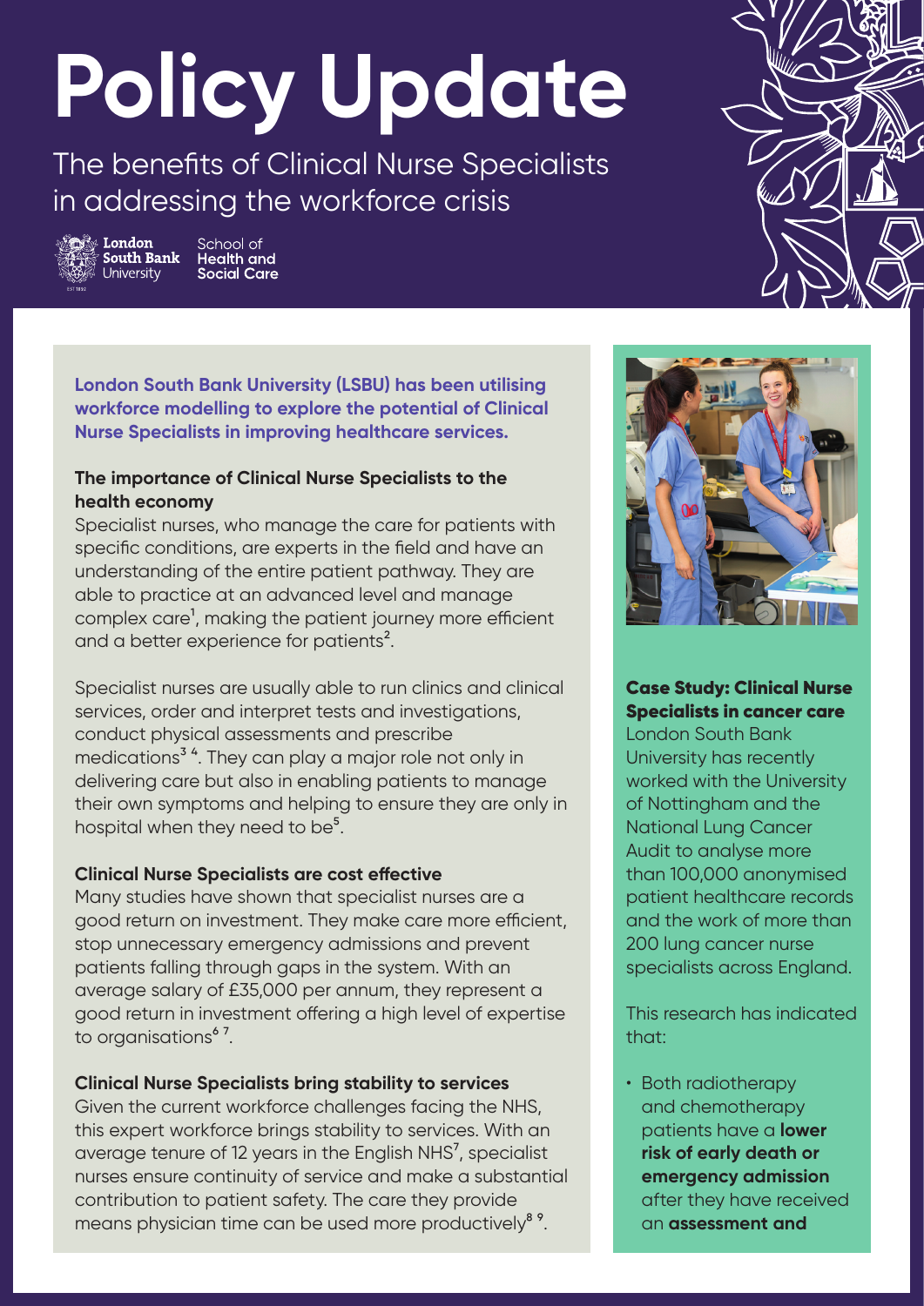# Policy Update

The benefits of Clinical Nurse Specialists in addressing the workforce crisis

London South Bank University — School of Health and Social Care

**London South Bank University (LSBU) has been utilising workforce modelling to explore the potential of Clinical Nurse Specialists in improving healthcare services.**

### The importance of Clinical Nurse Specialists to the health economy

Specialist nurses, who manage the care for patients with specific conditions, are experts in the field and have an understanding of the entire patient pathway. They are able to practice at an advanced level and manage complex care[1], making the patient journey more efficient and a better experience for patients[2].

Specialist nurses are usually able to run clinics and clinical services, order and interpret tests and investigations, conduct physical assessments and prescribe medications[3 4]. They can play a major role not only in delivering care but also in enabling patients to manage their own symptoms and helping to ensure they are only in hospital when they need to be[5].

### Clinical Nurse Specialists are cost effective

Many studies have shown that specialist nurses are a good return on investment. They make care more efficient, stop unnecessary emergency admissions and prevent patients falling through gaps in the system. With an average salary of £35,000 per annum, they represent a good return in investment offering a high level of expertise to organisations[6 7].

### Clinical Nurse Specialists bring stability to services

Given the current workforce challenges facing the NHS, this expert workforce brings stability to services. With an average tenure of 12 years in the English NHS[7], specialist nurses ensure continuity of service and make a substantial contribution to patient safety. The care they provide means physician time can be used more productively[8 9].

### Case Study: Clinical Nurse Specialists in cancer care

London South Bank University has recently worked with the University of Nottingham and the National Lung Cancer Audit to analyse more than 100,000 anonymised patient healthcare records and the work of more than 200 lung cancer nurse specialists across England.

This research has indicated that:

- Both radiotherapy and chemotherapy patients have a **lower risk of early death or emergency admission** after they have received an **assessment and**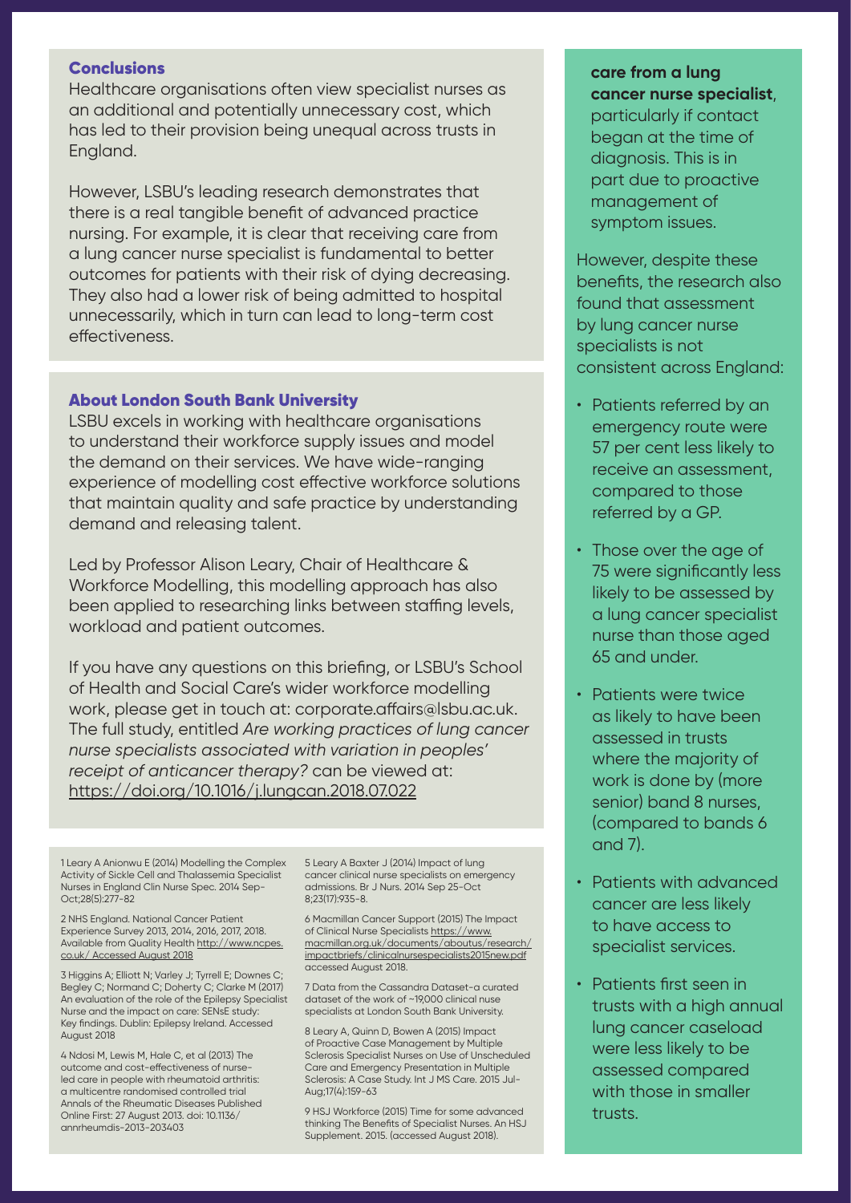## Conclusions

Healthcare organisations often view specialist nurses as an additional and potentially unnecessary cost, which has led to their provision being unequal across trusts in England.

However, LSBU's leading research demonstrates that there is a real tangible benefit of advanced practice nursing. For example, it is clear that receiving care from a lung cancer nurse specialist is fundamental to better outcomes for patients with their risk of dying decreasing. They also had a lower risk of being admitted to hospital unnecessarily, which in turn can lead to long-term cost effectiveness.

## About London South Bank University

LSBU excels in working with healthcare organisations to understand their workforce supply issues and model the demand on their services. We have wide-ranging experience of modelling cost effective workforce solutions that maintain quality and safe practice by understanding demand and releasing talent.

Led by Professor Alison Leary, Chair of Healthcare & Workforce Modelling, this modelling approach has also been applied to researching links between staffing levels, workload and patient outcomes.

If you have any questions on this briefing, or LSBU's School of Health and Social Care's wider workforce modelling work, please get in touch at: corporate.affairs@lsbu.ac.uk. The full study, entitled *Are working practices of lung cancer nurse specialists associated with variation in peoples' receipt of anticancer therapy?* can be viewed at: https://doi.org/10.1016/j.lungcan.2018.07.022

**care from a lung cancer nurse specialist**, particularly if contact began at the time of diagnosis. This is in part due to proactive management of symptom issues.

However, despite these benefits, the research also found that assessment by lung cancer nurse specialists is not consistent across England:

- Patients referred by an emergency route were 57 per cent less likely to receive an assessment, compared to those referred by a GP.
- Those over the age of 75 were significantly less likely to be assessed by a lung cancer specialist nurse than those aged 65 and under.
- Patients were twice as likely to have been assessed in trusts where the majority of work is done by (more senior) band 8 nurses, (compared to bands 6 and 7).
- Patients with advanced cancer are less likely to have access to specialist services.
- Patients first seen in trusts with a high annual lung cancer caseload were less likely to be assessed compared with those in smaller trusts.

1 Leary A Anionwu E (2014) Modelling the Complex Activity of Sickle Cell and Thalassemia Specialist Nurses in England Clin Nurse Spec. 2014 Sep-Oct;28(5):277-82

2 NHS England. National Cancer Patient Experience Survey 2013, 2014, 2016, 2017, 2018. Available from Quality Health http://www.ncpes.co.uk/ Accessed August 2018

3 Higgins A; Elliott N; Varley J; Tyrrell E; Downes C; Begley C; Normand C; Doherty C; Clarke M (2017) An evaluation of the role of the Epilepsy Specialist Nurse and the impact on care: SENsE study: Key findings. Dublin: Epilepsy Ireland. Accessed August 2018

4 Ndosi M, Lewis M, Hale C, et al (2013) The outcome and cost-effectiveness of nurse-led care in people with rheumatoid arthritis: a multicentre randomised controlled trial Annals of the Rheumatic Diseases Published Online First: 27 August 2013. doi: 10.1136/annrheumdis-2013-203403

5 Leary A Baxter J (2014) Impact of lung cancer clinical nurse specialists on emergency admissions. Br J Nurs. 2014 Sep 25-Oct 8;23(17):935-8.

6 Macmillan Cancer Support (2015) The Impact of Clinical Nurse Specialists https://www.macmillan.org.uk/documents/aboutus/research/impactbriefs/clinicalnursespecialists2015new.pdf accessed August 2018.

7 Data from the Cassandra Dataset-a curated dataset of the work of ~19,000 clinical nuse specialists at London South Bank University.

8 Leary A, Quinn D, Bowen A (2015) Impact of Proactive Case Management by Multiple Sclerosis Specialist Nurses on Use of Unscheduled Care and Emergency Presentation in Multiple Sclerosis: A Case Study. Int J MS Care. 2015 Jul-Aug;17(4):159-63

9 HSJ Workforce (2015) Time for some advanced thinking The Benefits of Specialist Nurses. An HSJ Supplement. 2015. (accessed August 2018).